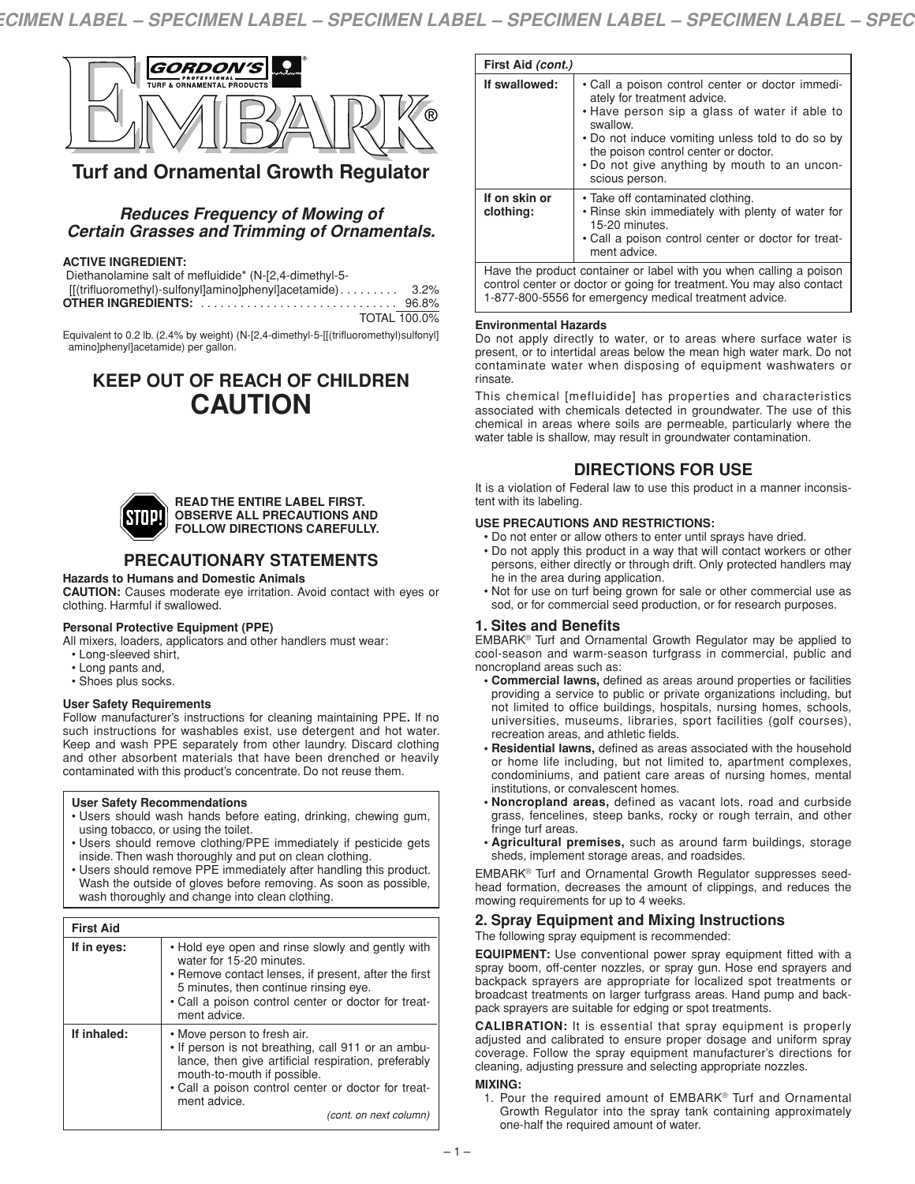# EMBARK®

GORDON'S PROFESSIONAL TURF & ORNAMENTAL PRODUCTS

## Turf and Ornamental Growth Regulator

***Reduces Frequency of Mowing of Certain Grasses and Trimming of Ornamentals.***

**ACTIVE INGREDIENT:**

| | |
|---|---|
| Diethanolamine salt of mefluidide* (N-[2,4-dimethyl-5-[[(trifluoromethyl)-sulfonyl]amino]phenyl]acetamide) | 3.2% |
| **OTHER INGREDIENTS:** | 96.8% |
| | TOTAL 100.0% |

Equivalent to 0.2 lb. (2.4% by weight) (N-[2,4-dimethyl-5-[[(trifluoromethyl)sulfonyl] amino]phenyl]acetamide) per gallon.

## KEEP OUT OF REACH OF CHILDREN
## CAUTION

**READ THE ENTIRE LABEL FIRST. OBSERVE ALL PRECAUTIONS AND FOLLOW DIRECTIONS CAREFULLY.**

## PRECAUTIONARY STATEMENTS

**Hazards to Humans and Domestic Animals**

**CAUTION:** Causes moderate eye irritation. Avoid contact with eyes or clothing. Harmful if swallowed.

**Personal Protective Equipment (PPE)**

All mixers, loaders, applicators and other handlers must wear:
- Long-sleeved shirt,
- Long pants and,
- Shoes plus socks.

**User Safety Requirements**

Follow manufacturer's instructions for cleaning maintaining PPE**.** If no such instructions for washables exist, use detergent and hot water. Keep and wash PPE separately from other laundry. Discard clothing and other absorbent materials that have been drenched or heavily contaminated with this product's concentrate. Do not reuse them.

**User Safety Recommendations**
- Users should wash hands before eating, drinking, chewing gum, using tobacco, or using the toilet.
- Users should remove clothing/PPE immediately if pesticide gets inside. Then wash thoroughly and put on clean clothing.
- Users should remove PPE immediately after handling this product. Wash the outside of gloves before removing. As soon as possible, wash thoroughly and change into clean clothing.

| First Aid | |
|---|---|
| **If in eyes:** | • Hold eye open and rinse slowly and gently with water for 15-20 minutes.<br>• Remove contact lenses, if present, after the first 5 minutes, then continue rinsing eye.<br>• Call a poison control center or doctor for treatment advice. |
| **If inhaled:** | • Move person to fresh air.<br>• If person is not breathing, call 911 or an ambulance, then give artificial respiration, preferably mouth-to-mouth if possible.<br>• Call a poison control center or doctor for treatment advice. |
| **If swallowed:** | • Call a poison control center or doctor immediately for treatment advice.<br>• Have person sip a glass of water if able to swallow.<br>• Do not induce vomiting unless told to do so by the poison control center or doctor.<br>• Do not give anything by mouth to an unconscious person. |
| **If on skin or clothing:** | • Take off contaminated clothing.<br>• Rinse skin immediately with plenty of water for 15-20 minutes.<br>• Call a poison control center or doctor for treatment advice. |

Have the product container or label with you when calling a poison control center or doctor or going for treatment. You may also contact 1-877-800-5556 for emergency medical treatment advice.

**Environmental Hazards**

Do not apply directly to water, or to areas where surface water is present, or to intertidal areas below the mean high water mark. Do not contaminate water when disposing of equipment washwaters or rinsate.

This chemical [mefluidide] has properties and characteristics associated with chemicals detected in groundwater. The use of this chemical in areas where soils are permeable, particularly where the water table is shallow, may result in groundwater contamination.

## DIRECTIONS FOR USE

It is a violation of Federal law to use this product in a manner inconsistent with its labeling.

**USE PRECAUTIONS AND RESTRICTIONS:**
- Do not enter or allow others to enter until sprays have dried.
- Do not apply this product in a way that will contact workers or other persons, either directly or through drift. Only protected handlers may be in the area during application.
- Not for use on turf being grown for sale or other commercial use as sod, or for commercial seed production, or for research purposes.

### 1. Sites and Benefits

EMBARK® Turf and Ornamental Growth Regulator may be applied to cool-season and warm-season turfgrass in commercial, public and noncropland areas such as:
- **Commercial lawns,** defined as areas around properties or facilities providing a service to public or private organizations including, but not limited to office buildings, hospitals, nursing homes, schools, universities, museums, libraries, sport facilities (golf courses), recreation areas, and athletic fields.
- **Residential lawns,** defined as areas associated with the household or home life including, but not limited to, apartment complexes, condominiums, and patient care areas of nursing homes, mental institutions, or convalescent homes.
- **Noncropland areas,** defined as vacant lots, road and curbside grass, fencelines, steep banks, rocky or rough terrain, and other fringe turf areas.
- **Agricultural premises,** such as around farm buildings, storage sheds, implement storage areas, and roadsides.

EMBARK® Turf and Ornamental Growth Regulator suppresses seedhead formation, decreases the amount of clippings, and reduces the mowing requirements for up to 4 weeks.

### 2. Spray Equipment and Mixing Instructions

The following spray equipment is recommended:

**EQUIPMENT:** Use conventional power spray equipment fitted with a spray boom, off-center nozzles, or spray gun. Hose end sprayers and backpack sprayers are appropriate for localized spot treatments or broadcast treatments on larger turfgrass areas. Hand pump and backpack sprayers are suitable for edging or spot treatments.

**CALIBRATION:** It is essential that spray equipment is properly adjusted and calibrated to ensure proper dosage and uniform spray coverage. Follow the spray equipment manufacturer's directions for cleaning, adjusting pressure and selecting appropriate nozzles.

**MIXING:**
1. Pour the required amount of EMBARK® Turf and Ornamental Growth Regulator into the spray tank containing approximately one-half the required amount of water.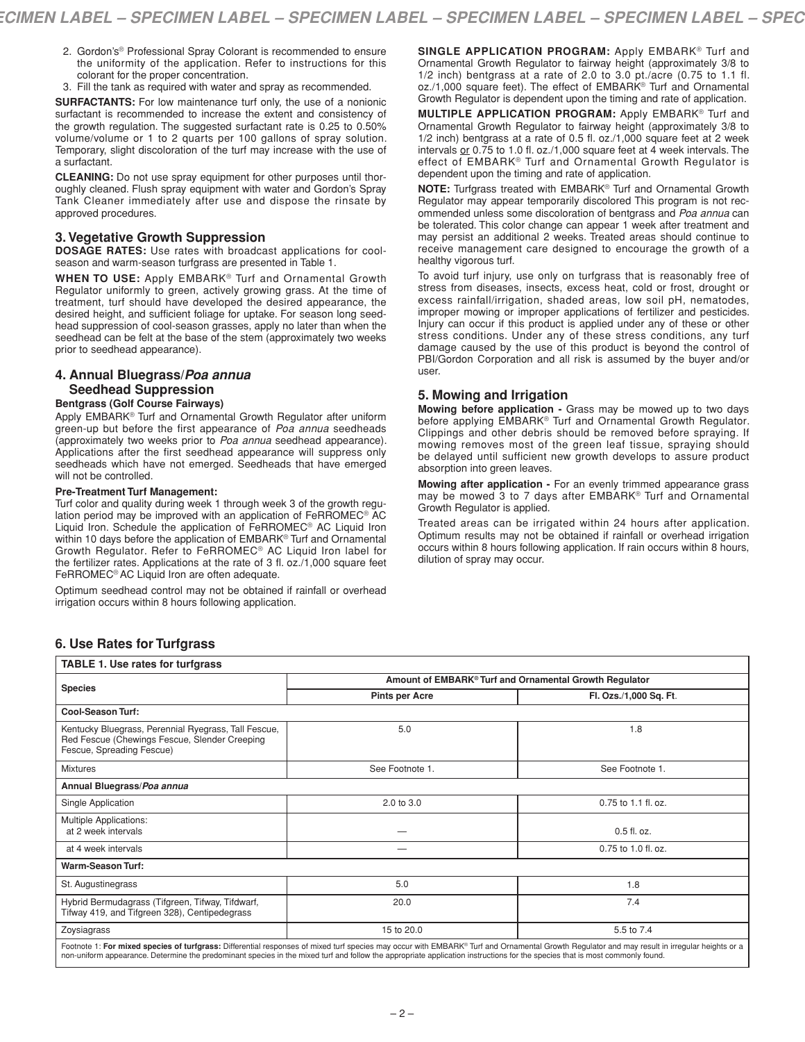2. Gordon's® Professional Spray Colorant is recommended to ensure the uniformity of the application. Refer to instructions for this colorant for the proper concentration.
3. Fill the tank as required with water and spray as recommended.

**SURFACTANTS:** For low maintenance turf only, the use of a nonionic surfactant is recommended to increase the extent and consistency of the growth regulation. The suggested surfactant rate is 0.25 to 0.50% volume/volume or 1 to 2 quarts per 100 gallons of spray solution. Temporary, slight discoloration of the turf may increase with the use of a surfactant.

**CLEANING:** Do not use spray equipment for other purposes until thoroughly cleaned. Flush spray equipment with water and Gordon's Spray Tank Cleaner immediately after use and dispose the rinsate by approved procedures.

## 3. Vegetative Growth Suppression

**DOSAGE RATES:** Use rates with broadcast applications for cool-season and warm-season turfgrass are presented in Table 1.

**WHEN TO USE:** Apply EMBARK® Turf and Ornamental Growth Regulator uniformly to green, actively growing grass. At the time of treatment, turf should have developed the desired appearance, the desired height, and sufficient foliage for uptake. For season long seedhead suppression of cool-season grasses, apply no later than when the seedhead can be felt at the base of the stem (approximately two weeks prior to seedhead appearance).

## 4. Annual Bluegrass/*Poa annua* Seedhead Suppression

**Bentgrass (Golf Course Fairways)**

Apply EMBARK® Turf and Ornamental Growth Regulator after uniform green-up but before the first appearance of *Poa annua* seedheads (approximately two weeks prior to *Poa annua* seedhead appearance). Applications after the first seedhead appearance will suppress only seedheads which have not emerged. Seedheads that have emerged will not be controlled.

**Pre-Treatment Turf Management:**

Turf color and quality during week 1 through week 3 of the growth regulation period may be improved with an application of FeRROMEC® AC Liquid Iron. Schedule the application of FeRROMEC® AC Liquid Iron within 10 days before the application of EMBARK® Turf and Ornamental Growth Regulator. Refer to FeRROMEC® AC Liquid Iron label for the fertilizer rates. Applications at the rate of 3 fl. oz./1,000 square feet FeRROMEC® AC Liquid Iron are often adequate.

Optimum seedhead control may not be obtained if rainfall or overhead irrigation occurs within 8 hours following application.

**SINGLE APPLICATION PROGRAM:** Apply EMBARK® Turf and Ornamental Growth Regulator to fairway height (approximately 3/8 to 1/2 inch) bentgrass at a rate of 2.0 to 3.0 pt./acre (0.75 to 1.1 fl. oz./1,000 square feet). The effect of EMBARK® Turf and Ornamental Growth Regulator is dependent upon the timing and rate of application.

**MULTIPLE APPLICATION PROGRAM:** Apply EMBARK® Turf and Ornamental Growth Regulator to fairway height (approximately 3/8 to 1/2 inch) bentgrass at a rate of 0.5 fl. oz./1,000 square feet at 2 week intervals or 0.75 to 1.0 fl. oz./1,000 square feet at 4 week intervals. The effect of EMBARK® Turf and Ornamental Growth Regulator is dependent upon the timing and rate of application.

**NOTE:** Turfgrass treated with EMBARK® Turf and Ornamental Growth Regulator may appear temporarily discolored This program is not recommended unless some discoloration of bentgrass and *Poa annua* can be tolerated. This color change can appear 1 week after treatment and may persist an additional 2 weeks. Treated areas should continue to receive management care designed to encourage the growth of a healthy vigorous turf.

To avoid turf injury, use only on turfgrass that is reasonably free of stress from diseases, insects, excess heat, cold or frost, drought or excess rainfall/irrigation, shaded areas, low soil pH, nematodes, improper mowing or improper applications of fertilizer and pesticides. Injury can occur if this product is applied under any of these or other stress conditions. Under any of these stress conditions, any turf damage caused by the use of this product is beyond the control of PBI/Gordon Corporation and all risk is assumed by the buyer and/or user.

## 5. Mowing and Irrigation

**Mowing before application -** Grass may be mowed up to two days before applying EMBARK® Turf and Ornamental Growth Regulator. Clippings and other debris should be removed before spraying. If mowing removes most of the green leaf tissue, spraying should be delayed until sufficient new growth develops to assure product absorption into green leaves.

**Mowing after application -** For an evenly trimmed appearance grass may be mowed 3 to 7 days after EMBARK® Turf and Ornamental Growth Regulator is applied.

Treated areas can be irrigated within 24 hours after application. Optimum results may not be obtained if rainfall or overhead irrigation occurs within 8 hours following application. If rain occurs within 8 hours, dilution of spray may occur.

## 6. Use Rates for Turfgrass

**TABLE 1. Use rates for turfgrass**

| Species | Amount of EMBARK® Turf and Ornamental Growth Regulator | |
|---|---|---|
| | Pints per Acre | Fl. Ozs./1,000 Sq. Ft. |
| **Cool-Season Turf:** | | |
| Kentucky Bluegrass, Perennial Ryegrass, Tall Fescue, Red Fescue (Chewings Fescue, Slender Creeping Fescue, Spreading Fescue) | 5.0 | 1.8 |
| Mixtures | See Footnote 1. | See Footnote 1. |
| **Annual Bluegrass/*Poa annua*** | | |
| Single Application | 2.0 to 3.0 | 0.75 to 1.1 fl. oz. |
| Multiple Applications: at 2 week intervals | — | 0.5 fl. oz. |
| at 4 week intervals | — | 0.75 to 1.0 fl. oz. |
| **Warm-Season Turf:** | | |
| St. Augustinegrass | 5.0 | 1.8 |
| Hybrid Bermudagrass (Tifgreen, Tifway, Tifdwarf, Tifway 419, and Tifgreen 328), Centipedegrass | 20.0 | 7.4 |
| Zoysiagrass | 15 to 20.0 | 5.5 to 7.4 |

Footnote 1: **For mixed species of turfgrass:** Differential responses of mixed turf species may occur with EMBARK® Turf and Ornamental Growth Regulator and may result in irregular heights or a non-uniform appearance. Determine the predominant species in the mixed turf and follow the appropriate application instructions for the species that is most commonly found.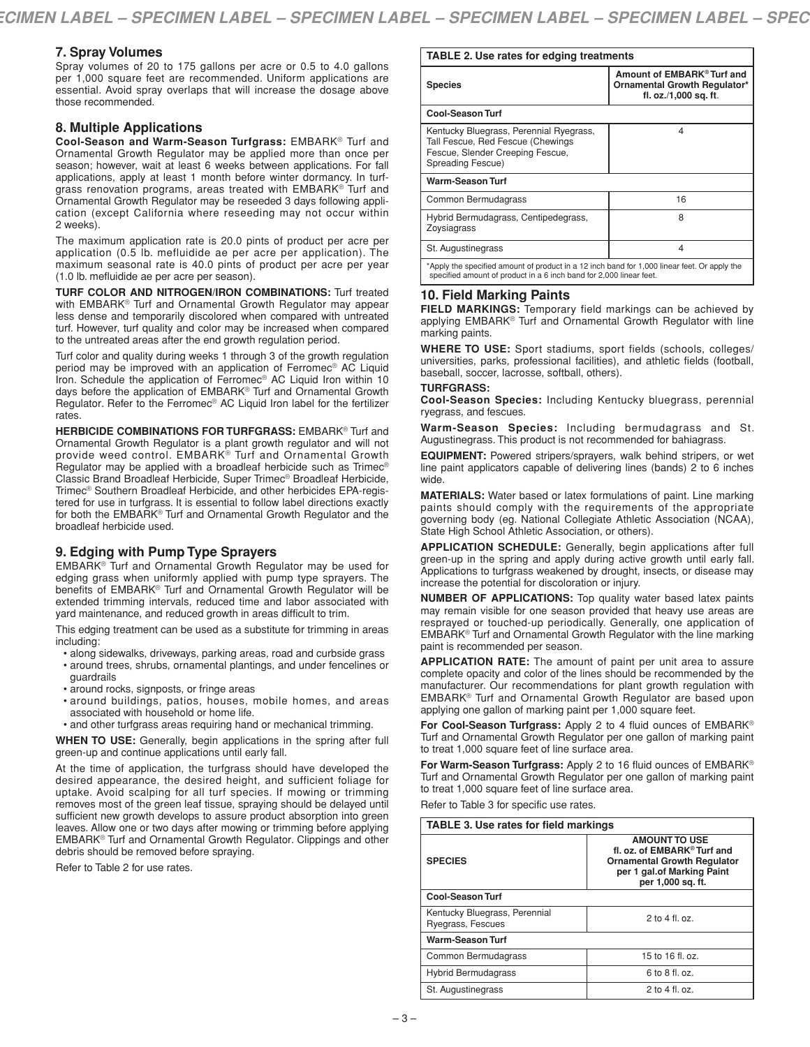## 7. Spray Volumes

Spray volumes of 20 to 175 gallons per acre or 0.5 to 4.0 gallons per 1,000 square feet are recommended. Uniform applications are essential. Avoid spray overlaps that will increase the dosage above those recommended.

## 8. Multiple Applications

**Cool-Season and Warm-Season Turfgrass:** EMBARK® Turf and Ornamental Growth Regulator may be applied more than once per season; however, wait at least 6 weeks between applications. For fall applications, apply at least 1 month before winter dormancy. In turfgrass renovation programs, areas treated with EMBARK® Turf and Ornamental Growth Regulator may be reseeded 3 days following application (except California where reseeding may not occur within 2 weeks).

The maximum application rate is 20.0 pints of product per acre per application (0.5 lb. mefluidide ae per acre per application). The maximum seasonal rate is 40.0 pints of product per acre per year (1.0 lb. mefluidide ae per acre per season).

**TURF COLOR AND NITROGEN/IRON COMBINATIONS:** Turf treated with EMBARK® Turf and Ornamental Growth Regulator may appear less dense and temporarily discolored when compared with untreated turf. However, turf quality and color may be increased when compared to the untreated areas after the end growth regulation period.

Turf color and quality during weeks 1 through 3 of the growth regulation period may be improved with an application of Ferromec® AC Liquid Iron. Schedule the application of Ferromec® AC Liquid Iron within 10 days before the application of EMBARK® Turf and Ornamental Growth Regulator. Refer to the Ferromec® AC Liquid Iron label for the fertilizer rates.

**HERBICIDE COMBINATIONS FOR TURFGRASS:** EMBARK® Turf and Ornamental Growth Regulator is a plant growth regulator and will not provide weed control. EMBARK® Turf and Ornamental Growth Regulator may be applied with a broadleaf herbicide such as Trimec® Classic Brand Broadleaf Herbicide, Super Trimec® Broadleaf Herbicide, Trimec® Southern Broadleaf Herbicide, and other herbicides EPA-registered for use in turfgrass. It is essential to follow label directions exactly for both the EMBARK® Turf and Ornamental Growth Regulator and the broadleaf herbicide used.

## 9. Edging with Pump Type Sprayers

EMBARK® Turf and Ornamental Growth Regulator may be used for edging grass when uniformly applied with pump type sprayers. The benefits of EMBARK® Turf and Ornamental Growth Regulator will be extended trimming intervals, reduced time and labor associated with yard maintenance, and reduced growth in areas difficult to trim.

This edging treatment can be used as a substitute for trimming in areas including:

- along sidewalks, driveways, parking areas, road and curbside grass
- around trees, shrubs, ornamental plantings, and under fencelines or guardrails
- around rocks, signposts, or fringe areas
- around buildings, patios, houses, mobile homes, and areas associated with household or home life.
- and other turfgrass areas requiring hand or mechanical trimming.

**WHEN TO USE:** Generally, begin applications in the spring after full green-up and continue applications until early fall.

At the time of application, the turfgrass should have developed the desired appearance, the desired height, and sufficient foliage for uptake. Avoid scalping for all turf species. If mowing or trimming removes most of the green leaf tissue, spraying should be delayed until sufficient new growth develops to assure product absorption into green leaves. Allow one or two days after mowing or trimming before applying EMBARK® Turf and Ornamental Growth Regulator. Clippings and other debris should be removed before spraying.

Refer to Table 2 for use rates.

**TABLE 2. Use rates for edging treatments**

| Species | Amount of EMBARK® Turf and Ornamental Growth Regulator* fl. oz./1,000 sq. ft. |
|---|---|
| **Cool-Season Turf** | |
| Kentucky Bluegrass, Perennial Ryegrass, Tall Fescue, Red Fescue (Chewings Fescue, Slender Creeping Fescue, Spreading Fescue) | 4 |
| **Warm-Season Turf** | |
| Common Bermudagrass | 16 |
| Hybrid Bermudagrass, Centipedegrass, Zoysiagrass | 8 |
| St. Augustinegrass | 4 |

*Apply the specified amount of product in a 12 inch band for 1,000 linear feet. Or apply the specified amount of product in a 6 inch band for 2,000 linear feet.

## 10. Field Marking Paints

**FIELD MARKINGS:** Temporary field markings can be achieved by applying EMBARK® Turf and Ornamental Growth Regulator with line marking paints.

**WHERE TO USE:** Sport stadiums, sport fields (schools, colleges/universities, parks, professional facilities), and athletic fields (football, baseball, soccer, lacrosse, softball, others).

**TURFGRASS:**

**Cool-Season Species:** Including Kentucky bluegrass, perennial ryegrass, and fescues.

**Warm-Season Species:** Including bermudagrass and St. Augustinegrass. This product is not recommended for bahiagrass.

**EQUIPMENT:** Powered stripers/sprayers, walk behind stripers, or wet line paint applicators capable of delivering lines (bands) 2 to 6 inches wide.

**MATERIALS:** Water based or latex formulations of paint. Line marking paints should comply with the requirements of the appropriate governing body (eg. National Collegiate Athletic Association (NCAA), State High School Athletic Association, or others).

**APPLICATION SCHEDULE:** Generally, begin applications after full green-up in the spring and apply during active growth until early fall. Applications to turfgrass weakened by drought, insects, or disease may increase the potential for discoloration or injury.

**NUMBER OF APPLICATIONS:** Top quality water based latex paints may remain visible for one season provided that heavy use areas are resprayed or touched-up periodically. Generally, one application of EMBARK® Turf and Ornamental Growth Regulator with the line marking paint is recommended per season.

**APPLICATION RATE:** The amount of paint per unit area to assure complete opacity and color of the lines should be recommended by the manufacturer. Our recommendations for plant growth regulation with EMBARK® Turf and Ornamental Growth Regulator are based upon applying one gallon of marking paint per 1,000 square feet.

**For Cool-Season Turfgrass:** Apply 2 to 4 fluid ounces of EMBARK® Turf and Ornamental Growth Regulator per one gallon of marking paint to treat 1,000 square feet of line surface area.

**For Warm-Season Turfgrass:** Apply 2 to 16 fluid ounces of EMBARK® Turf and Ornamental Growth Regulator per one gallon of marking paint to treat 1,000 square feet of line surface area.

Refer to Table 3 for specific use rates.

**TABLE 3. Use rates for field markings**

| SPECIES | AMOUNT TO USE fl. oz. of EMBARK® Turf and Ornamental Growth Regulator per 1 gal. of Marking Paint per 1,000 sq. ft. |
|---|---|
| **Cool-Season Turf** | |
| Kentucky Bluegrass, Perennial Ryegrass, Fescues | 2 to 4 fl. oz. |
| **Warm-Season Turf** | |
| Common Bermudagrass | 15 to 16 fl. oz. |
| Hybrid Bermudagrass | 6 to 8 fl. oz. |
| St. Augustinegrass | 2 to 4 fl. oz. |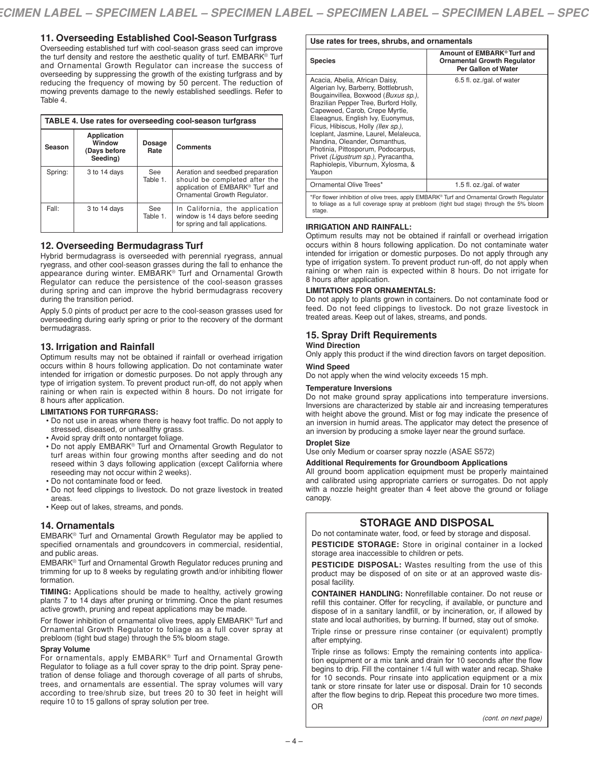## 11. Overseeding Established Cool-Season Turfgrass

Overseeding established turf with cool-season grass seed can improve the turf density and restore the aesthetic quality of turf. EMBARK® Turf and Ornamental Growth Regulator can increase the success of overseeding by suppressing the growth of the existing turfgrass and by reducing the frequency of mowing by 50 percent. The reduction of mowing prevents damage to the newly established seedlings. Refer to Table 4.

**TABLE 4. Use rates for overseeding cool-season turfgrass**

| Season | Application Window (Days before Seeding) | Dosage Rate | Comments |
|---|---|---|---|
| Spring: | 3 to 14 days | See Table 1. | Aeration and seedbed preparation should be completed after the application of EMBARK® Turf and Ornamental Growth Regulator. |
| Fall: | 3 to 14 days | See Table 1. | In California, the application window is 14 days before seeding for spring and fall applications. |

## 12. Overseeding Bermudagrass Turf

Hybrid bermudagrass is overseeded with perennial ryegrass, annual ryegrass, and other cool-season grasses during the fall to enhance the appearance during winter. EMBARK® Turf and Ornamental Growth Regulator can reduce the persistence of the cool-season grasses during spring and can improve the hybrid bermudagrass recovery during the transition period.

Apply 5.0 pints of product per acre to the cool-season grasses used for overseeding during early spring or prior to the recovery of the dormant bermudagrass.

## 13. Irrigation and Rainfall

Optimum results may not be obtained if rainfall or overhead irrigation occurs within 8 hours following application. Do not contaminate water intended for irrigation or domestic purposes. Do not apply through any type of irrigation system. To prevent product run-off, do not apply when raining or when rain is expected within 8 hours. Do not irrigate for 8 hours after application.

**LIMITATIONS FOR TURFGRASS:**

- Do not use in areas where there is heavy foot traffic. Do not apply to stressed, diseased, or unhealthy grass.
- Avoid spray drift onto nontarget foliage.
- Do not apply EMBARK® Turf and Ornamental Growth Regulator to turf areas within four growing months after seeding and do not reseed within 3 days following application (except California where reseeding may not occur within 2 weeks).
- Do not contaminate food or feed.
- Do not feed clippings to livestock. Do not graze livestock in treated areas.
- Keep out of lakes, streams, and ponds.

## 14. Ornamentals

EMBARK® Turf and Ornamental Growth Regulator may be applied to specified ornamentals and groundcovers in commercial, residential, and public areas.

EMBARK® Turf and Ornamental Growth Regulator reduces pruning and trimming for up to 8 weeks by regulating growth and/or inhibiting flower formation.

**TIMING:** Applications should be made to healthy, actively growing plants 7 to 14 days after pruning or trimming. Once the plant resumes active growth, pruning and repeat applications may be made.

For flower inhibition of ornamental olive trees, apply EMBARK® Turf and Ornamental Growth Regulator to foliage as a full cover spray at prebloom (tight bud stage) through the 5% bloom stage.

**Spray Volume**

For ornamentals, apply EMBARK® Turf and Ornamental Growth Regulator to foliage as a full cover spray to the drip point. Spray penetration of dense foliage and thorough coverage of all parts of shrubs, trees, and ornamentals are essential. The spray volumes will vary according to tree/shrub size, but trees 20 to 30 feet in height will require 10 to 15 gallons of spray solution per tree.

**Use rates for trees, shrubs, and ornamentals**

| Species | Amount of EMBARK® Turf and Ornamental Growth Regulator Per Gallon of Water |
|---|---|
| Acacia, Abelia, African Daisy, Algerian Ivy, Barberry, Bottlebrush, Bougainvillea, Boxwood (*Buxus sp.*), Brazilian Pepper Tree, Burford Holly, Capeweed, Carob, Crepe Myrtle, Elaeagnus, English Ivy, Euonymus, Ficus, Hibiscus, Holly (*Ilex sp.*), Iceplant, Jasmine, Laurel, Melaleuca, Nandina, Oleander, Osmanthus, Photinia, Pittosporum, Podocarpus, Privet (*Ligustrum sp.*), Pyracantha, Raphiolepis, Viburnum, Xylosma, & Yaupon | 6.5 fl. oz./gal. of water |
| Ornamental Olive Trees* | 1.5 fl. oz./gal. of water |

*For flower inhibition of olive trees, apply EMBARK® Turf and Ornamental Growth Regulator to foliage as a full coverage spray at prebloom (tight bud stage) through the 5% bloom stage.

**IRRIGATION AND RAINFALL:**

Optimum results may not be obtained if rainfall or overhead irrigation occurs within 8 hours following application. Do not contaminate water intended for irrigation or domestic purposes. Do not apply through any type of irrigation system. To prevent product run-off, do not apply when raining or when rain is expected within 8 hours. Do not irrigate for 8 hours after application.

**LIMITATIONS FOR ORNAMENTALS:**

Do not apply to plants grown in containers. Do not contaminate food or feed. Do not feed clippings to livestock. Do not graze livestock in treated areas. Keep out of lakes, streams, and ponds.

## 15. Spray Drift Requirements

**Wind Direction**

Only apply this product if the wind direction favors on target deposition.

**Wind Speed**

Do not apply when the wind velocity exceeds 15 mph.

**Temperature Inversions**

Do not make ground spray applications into temperature inversions. Inversions are characterized by stable air and increasing temperatures with height above the ground. Mist or fog may indicate the presence of an inversion in humid areas. The applicator may detect the presence of an inversion by producing a smoke layer near the ground surface.

**Droplet Size**

Use only Medium or coarser spray nozzle (ASAE S572)

**Additional Requirements for Groundboom Applications**

All ground boom application equipment must be properly maintained and calibrated using appropriate carriers or surrogates. Do not apply with a nozzle height greater than 4 feet above the ground or foliage canopy.

## STORAGE AND DISPOSAL

Do not contaminate water, food, or feed by storage and disposal.

**PESTICIDE STORAGE:** Store in original container in a locked storage area inaccessible to children or pets.

**PESTICIDE DISPOSAL:** Wastes resulting from the use of this product may be disposed of on site or at an approved waste disposal facility.

**CONTAINER HANDLING:** Nonrefillable container. Do not reuse or refill this container. Offer for recycling, if available, or puncture and dispose of in a sanitary landfill, or by incineration, or, if allowed by state and local authorities, by burning. If burned, stay out of smoke.

Triple rinse or pressure rinse container (or equivalent) promptly after emptying.

Triple rinse as follows: Empty the remaining contents into application equipment or a mix tank and drain for 10 seconds after the flow begins to drip. Fill the container 1/4 full with water and recap. Shake for 10 seconds. Pour rinsate into application equipment or a mix tank or store rinsate for later use or disposal. Drain for 10 seconds after the flow begins to drip. Repeat this procedure two more times.

OR

*(cont. on next page)*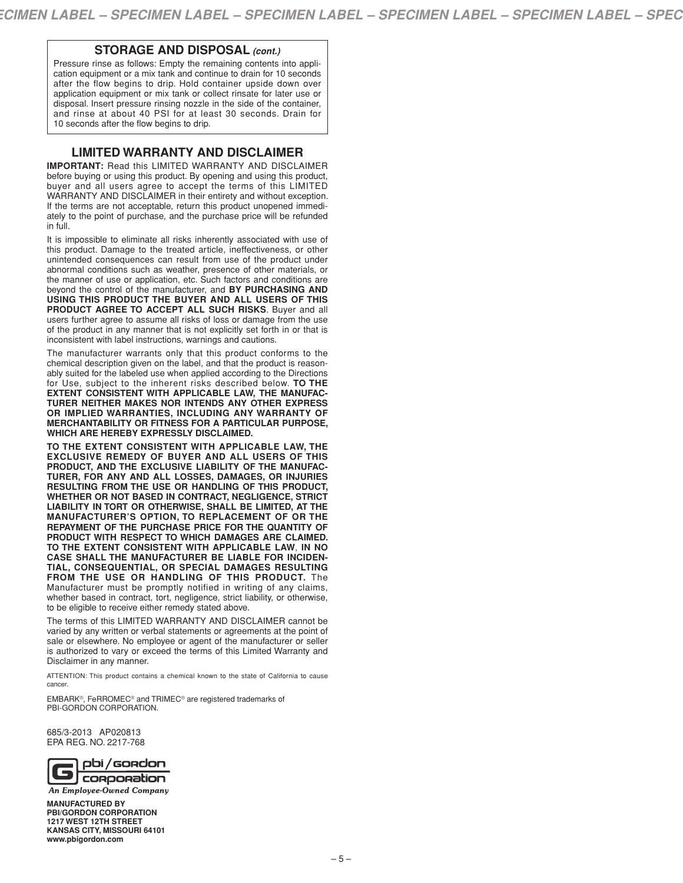## STORAGE AND DISPOSAL *(cont.)*

Pressure rinse as follows: Empty the remaining contents into application equipment or a mix tank and continue to drain for 10 seconds after the flow begins to drip. Hold container upside down over application equipment or mix tank or collect rinsate for later use or disposal. Insert pressure rinsing nozzle in the side of the container, and rinse at about 40 PSI for at least 30 seconds. Drain for 10 seconds after the flow begins to drip.

## LIMITED WARRANTY AND DISCLAIMER

**IMPORTANT:** Read this LIMITED WARRANTY AND DISCLAIMER before buying or using this product. By opening and using this product, buyer and all users agree to accept the terms of this LIMITED WARRANTY AND DISCLAIMER in their entirety and without exception. If the terms are not acceptable, return this product unopened immediately to the point of purchase, and the purchase price will be refunded in full.

It is impossible to eliminate all risks inherently associated with use of this product. Damage to the treated article, ineffectiveness, or other unintended consequences can result from use of the product under abnormal conditions such as weather, presence of other materials, or the manner of use or application, etc. Such factors and conditions are beyond the control of the manufacturer, and **BY PURCHASING AND USING THIS PRODUCT THE BUYER AND ALL USERS OF THIS PRODUCT AGREE TO ACCEPT ALL SUCH RISKS**. Buyer and all users further agree to assume all risks of loss or damage from the use of the product in any manner that is not explicitly set forth in or that is inconsistent with label instructions, warnings and cautions.

The manufacturer warrants only that this product conforms to the chemical description given on the label, and that the product is reasonably suited for the labeled use when applied according to the Directions for Use, subject to the inherent risks described below. **TO THE EXTENT CONSISTENT WITH APPLICABLE LAW, THE MANUFACTURER NEITHER MAKES NOR INTENDS ANY OTHER EXPRESS OR IMPLIED WARRANTIES, INCLUDING ANY WARRANTY OF MERCHANTABILITY OR FITNESS FOR A PARTICULAR PURPOSE, WHICH ARE HEREBY EXPRESSLY DISCLAIMED.**

**TO THE EXTENT CONSISTENT WITH APPLICABLE LAW, THE EXCLUSIVE REMEDY OF BUYER AND ALL USERS OF THIS PRODUCT, AND THE EXCLUSIVE LIABILITY OF THE MANUFACTURER, FOR ANY AND ALL LOSSES, DAMAGES, OR INJURIES RESULTING FROM THE USE OR HANDLING OF THIS PRODUCT, WHETHER OR NOT BASED IN CONTRACT, NEGLIGENCE, STRICT LIABILITY IN TORT OR OTHERWISE, SHALL BE LIMITED, AT THE MANUFACTURER'S OPTION, TO REPLACEMENT OF OR THE REPAYMENT OF THE PURCHASE PRICE FOR THE QUANTITY OF PRODUCT WITH RESPECT TO WHICH DAMAGES ARE CLAIMED. TO THE EXTENT CONSISTENT WITH APPLICABLE LAW, IN NO CASE SHALL THE MANUFACTURER BE LIABLE FOR INCIDENTIAL, CONSEQUENTIAL, OR SPECIAL DAMAGES RESULTING FROM THE USE OR HANDLING OF THIS PRODUCT.** The Manufacturer must be promptly notified in writing of any claims, whether based in contract, tort, negligence, strict liability, or otherwise, to be eligible to receive either remedy stated above.

The terms of this LIMITED WARRANTY AND DISCLAIMER cannot be varied by any written or verbal statements or agreements at the point of sale or elsewhere. No employee or agent of the manufacturer or seller is authorized to vary or exceed the terms of this Limited Warranty and Disclaimer in any manner.

ATTENTION: This product contains a chemical known to the state of California to cause cancer.

EMBARK®, FeRROMEC® and TRIMEC® are registered trademarks of PBI-GORDON CORPORATION.

685/3-2013 AP020813
EPA REG. NO. 2217-768

pbi/gordon corporation
*An Employee-Owned Company*

**MANUFACTURED BY**
**PBI/GORDON CORPORATION**
**1217 WEST 12TH STREET**
**KANSAS CITY, MISSOURI 64101**
**www.pbigordon.com**